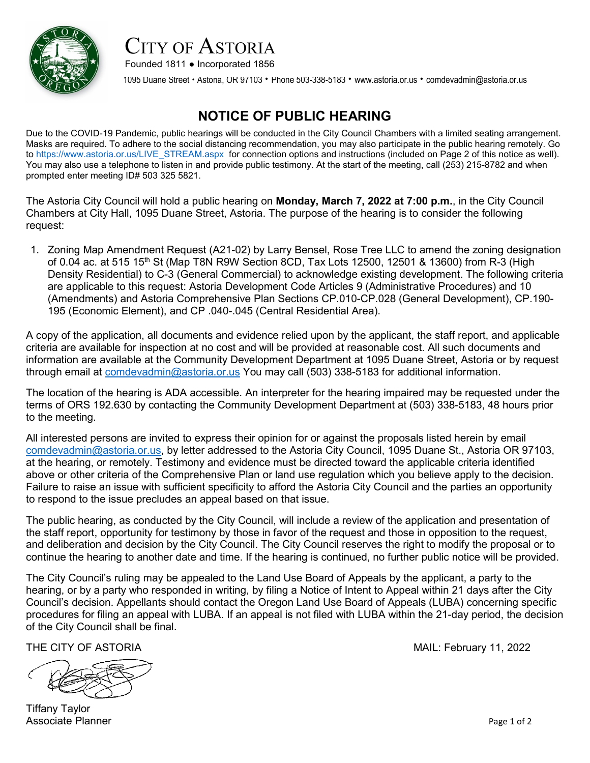# City of Astoria

Founded 1811 ● Incorporated 1856

1095 Duane Street • Astoria, OR 97103 • Phone 503-338-5183 • www.astoria.or.us • comdevadmin@astoria.or.us

## NOTICE OF PUBLIC HEARING

Due to the COVID-19 Pandemic, public hearings will be conducted in the City Council Chambers with a limited seating arrangement. Masks are required. To adhere to the social distancing recommendation, you may also participate in the public hearing remotely. Go to https://www.astoria.or.us/LIVE_STREAM.aspx for connection options and instructions (included on Page 2 of this notice as well). You may also use a telephone to listen in and provide public testimony. At the start of the meeting, call (253) 215-8782 and when prompted enter meeting ID# 503 325 5821.

The Astoria City Council will hold a public hearing on **Monday, March 7, 2022 at 7:00 p.m.**, in the City Council Chambers at City Hall, 1095 Duane Street, Astoria. The purpose of the hearing is to consider the following request:

1. Zoning Map Amendment Request (A21-02) by Larry Bensel, Rose Tree LLC to amend the zoning designation of 0.04 ac. at 515 15th St (Map T8N R9W Section 8CD, Tax Lots 12500, 12501 & 13600) from R-3 (High Density Residential) to C-3 (General Commercial) to acknowledge existing development. The following criteria are applicable to this request: Astoria Development Code Articles 9 (Administrative Procedures) and 10 (Amendments) and Astoria Comprehensive Plan Sections CP.010-CP.028 (General Development), CP.190-195 (Economic Element), and CP .040-.045 (Central Residential Area).

A copy of the application, all documents and evidence relied upon by the applicant, the staff report, and applicable criteria are available for inspection at no cost and will be provided at reasonable cost. All such documents and information are available at the Community Development Department at 1095 Duane Street, Astoria or by request through email at comdevadmin@astoria.or.us You may call (503) 338-5183 for additional information.

The location of the hearing is ADA accessible. An interpreter for the hearing impaired may be requested under the terms of ORS 192.630 by contacting the Community Development Department at (503) 338-5183, 48 hours prior to the meeting.

All interested persons are invited to express their opinion for or against the proposals listed herein by email comdevadmin@astoria.or.us, by letter addressed to the Astoria City Council, 1095 Duane St., Astoria OR 97103, at the hearing, or remotely. Testimony and evidence must be directed toward the applicable criteria identified above or other criteria of the Comprehensive Plan or land use regulation which you believe apply to the decision. Failure to raise an issue with sufficient specificity to afford the Astoria City Council and the parties an opportunity to respond to the issue precludes an appeal based on that issue.

The public hearing, as conducted by the City Council, will include a review of the application and presentation of the staff report, opportunity for testimony by those in favor of the request and those in opposition to the request, and deliberation and decision by the City Council. The City Council reserves the right to modify the proposal or to continue the hearing to another date and time. If the hearing is continued, no further public notice will be provided.

The City Council's ruling may be appealed to the Land Use Board of Appeals by the applicant, a party to the hearing, or by a party who responded in writing, by filing a Notice of Intent to Appeal within 21 days after the City Council's decision. Appellants should contact the Oregon Land Use Board of Appeals (LUBA) concerning specific procedures for filing an appeal with LUBA. If an appeal is not filed with LUBA within the 21-day period, the decision of the City Council shall be final.

THE CITY OF ASTORIA

MAIL: February 11, 2022

Tiffany Taylor
Associate Planner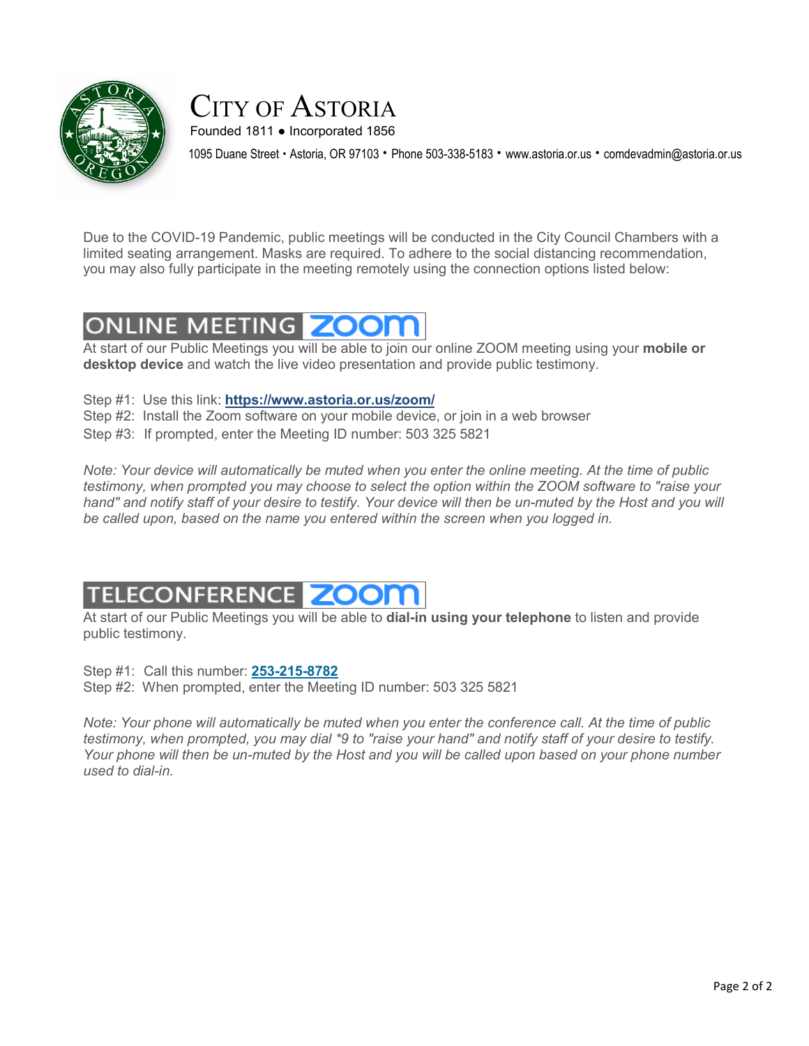# CITY OF ASTORIA

Founded 1811 ● Incorporated 1856

1095 Duane Street • Astoria, OR 97103 • Phone 503-338-5183 • www.astoria.or.us • comdevadmin@astoria.or.us

Due to the COVID-19 Pandemic, public meetings will be conducted in the City Council Chambers with a limited seating arrangement. Masks are required. To adhere to the social distancing recommendation, you may also fully participate in the meeting remotely using the connection options listed below:

## ONLINE MEETING ZOOM

At start of our Public Meetings you will be able to join our online ZOOM meeting using your **mobile or desktop device** and watch the live video presentation and provide public testimony.

Step #1: Use this link: **https://www.astoria.or.us/zoom/**
Step #2: Install the Zoom software on your mobile device, or join in a web browser
Step #3: If prompted, enter the Meeting ID number: 503 325 5821

*Note: Your device will automatically be muted when you enter the online meeting. At the time of public testimony, when prompted you may choose to select the option within the ZOOM software to "raise your hand" and notify staff of your desire to testify. Your device will then be un-muted by the Host and you will be called upon, based on the name you entered within the screen when you logged in.*

## TELECONFERENCE ZOOM

At start of our Public Meetings you will be able to **dial-in using your telephone** to listen and provide public testimony.

Step #1: Call this number: **253-215-8782**
Step #2: When prompted, enter the Meeting ID number: 503 325 5821

*Note: Your phone will automatically be muted when you enter the conference call. At the time of public testimony, when prompted, you may dial *9 to "raise your hand" and notify staff of your desire to testify. Your phone will then be un-muted by the Host and you will be called upon based on your phone number used to dial-in.*